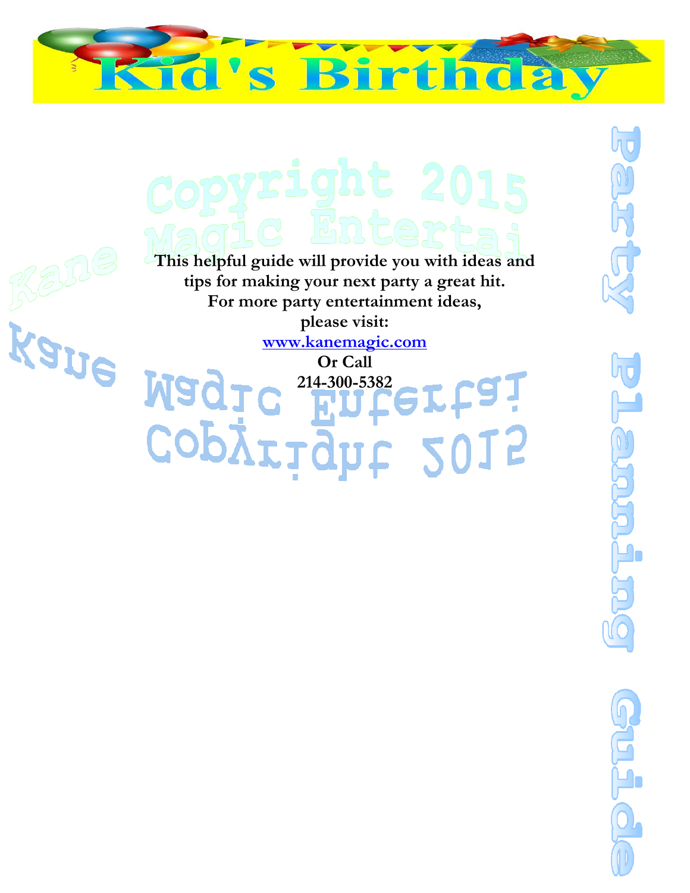# Kid's Birthday

## Party Planning Guide

**This helpful guide will provide you with ideas and tips for making your next party a great hit.**
**For more party entertainment ideas, please visit:**
**[www.kanemagic.com](http://www.kanemagic.com)**
**Or Call**
**214-300-5382**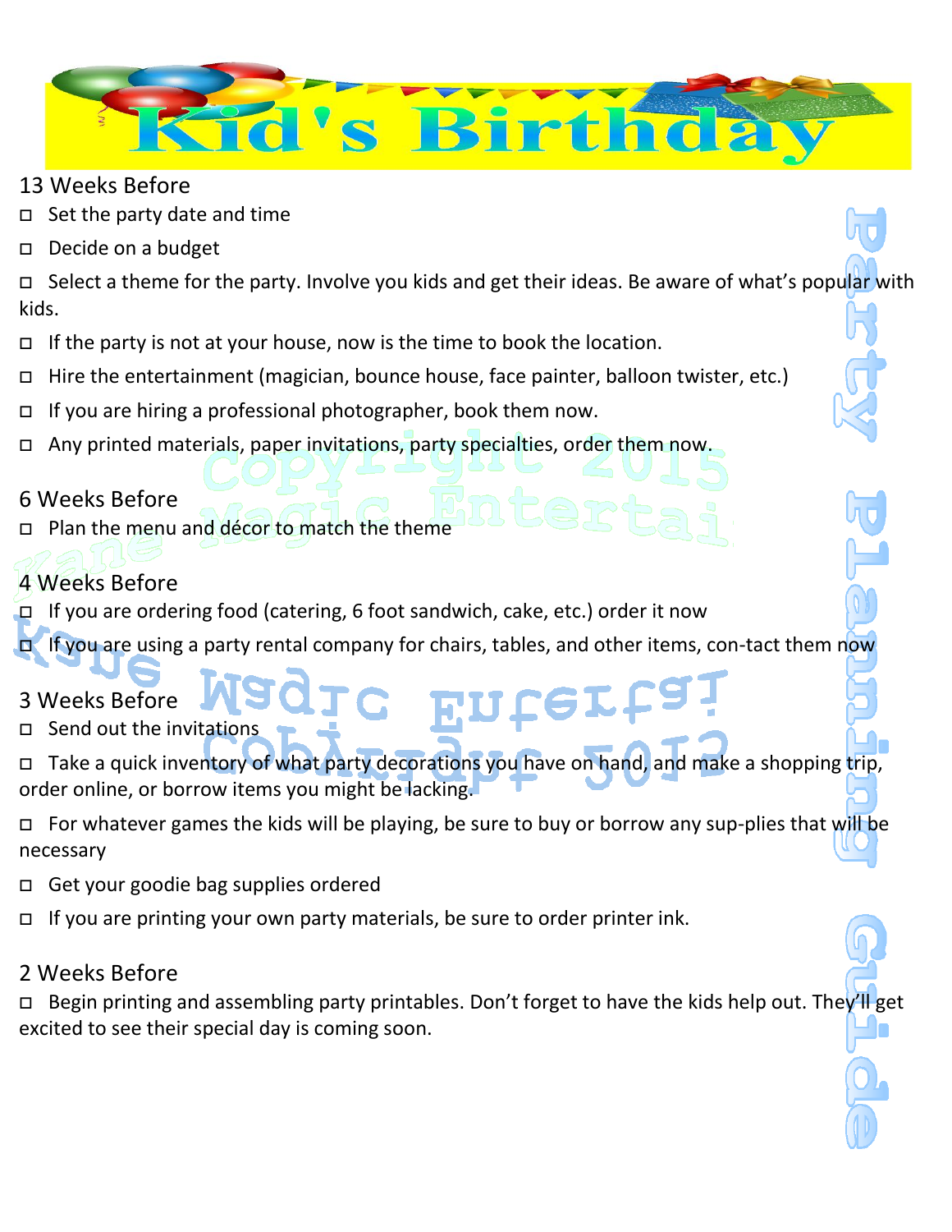# Kid's Birthday

## 13 Weeks Before

- ◻ Set the party date and time
- ◻ Decide on a budget
- ◻ Select a theme for the party. Involve you kids and get their ideas. Be aware of what's popular with kids.
- ◻ If the party is not at your house, now is the time to book the location.
- ◻ Hire the entertainment (magician, bounce house, face painter, balloon twister, etc.)
- ◻ If you are hiring a professional photographer, book them now.
- ◻ Any printed materials, paper invitations, party specialties, order them now.

## 6 Weeks Before

- ◻ Plan the menu and décor to match the theme

## 4 Weeks Before

- ◻ If you are ordering food (catering, 6 foot sandwich, cake, etc.) order it now
- ◻ If you are using a party rental company for chairs, tables, and other items, con-tact them now

## 3 Weeks Before

- ◻ Send out the invitations
- ◻ Take a quick inventory of what party decorations you have on hand, and make a shopping trip, order online, or borrow items you might be lacking.
- ◻ For whatever games the kids will be playing, be sure to buy or borrow any sup-plies that will be necessary
- ◻ Get your goodie bag supplies ordered
- ◻ If you are printing your own party materials, be sure to order printer ink.

## 2 Weeks Before

- ◻ Begin printing and assembling party printables. Don't forget to have the kids help out. They'll get excited to see their special day is coming soon.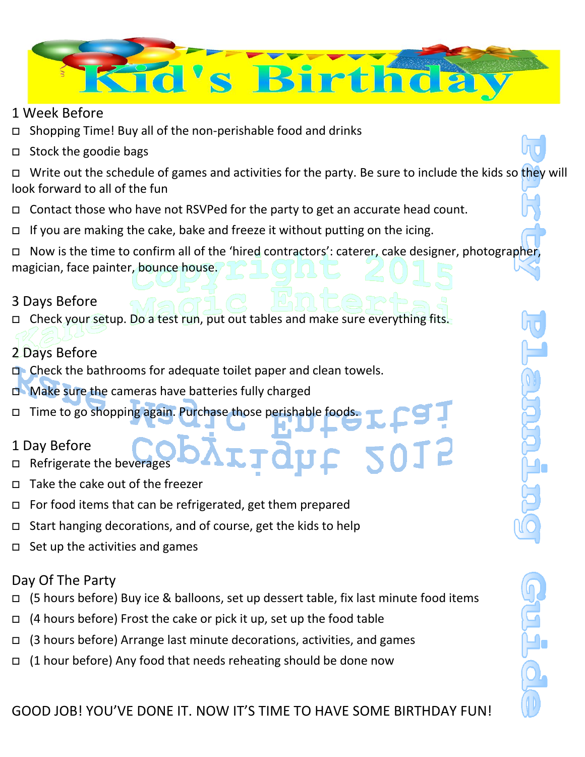# Kid's Birthday

## 1 Week Before

- ◻ Shopping Time! Buy all of the non-perishable food and drinks
- ◻ Stock the goodie bags
- ◻ Write out the schedule of games and activities for the party. Be sure to include the kids so they will look forward to all of the fun
- ◻ Contact those who have not RSVPed for the party to get an accurate head count.
- ◻ If you are making the cake, bake and freeze it without putting on the icing.
- ◻ Now is the time to confirm all of the 'hired contractors': caterer, cake designer, photographer, magician, face painter, bounce house.

## 3 Days Before

- ◻ Check your setup. Do a test run, put out tables and make sure everything fits.

## 2 Days Before

- ◻ Check the bathrooms for adequate toilet paper and clean towels.
- ◻ Make sure the cameras have batteries fully charged
- ◻ Time to go shopping again. Purchase those perishable foods.

## 1 Day Before

- ◻ Refrigerate the beverages
- ◻ Take the cake out of the freezer
- ◻ For food items that can be refrigerated, get them prepared
- ◻ Start hanging decorations, and of course, get the kids to help
- ◻ Set up the activities and games

## Day Of The Party

- ◻ (5 hours before) Buy ice & balloons, set up dessert table, fix last minute food items
- ◻ (4 hours before) Frost the cake or pick it up, set up the food table
- ◻ (3 hours before) Arrange last minute decorations, activities, and games
- ◻ (1 hour before) Any food that needs reheating should be done now

GOOD JOB! YOU'VE DONE IT. NOW IT'S TIME TO HAVE SOME BIRTHDAY FUN!

Party Planning Guide